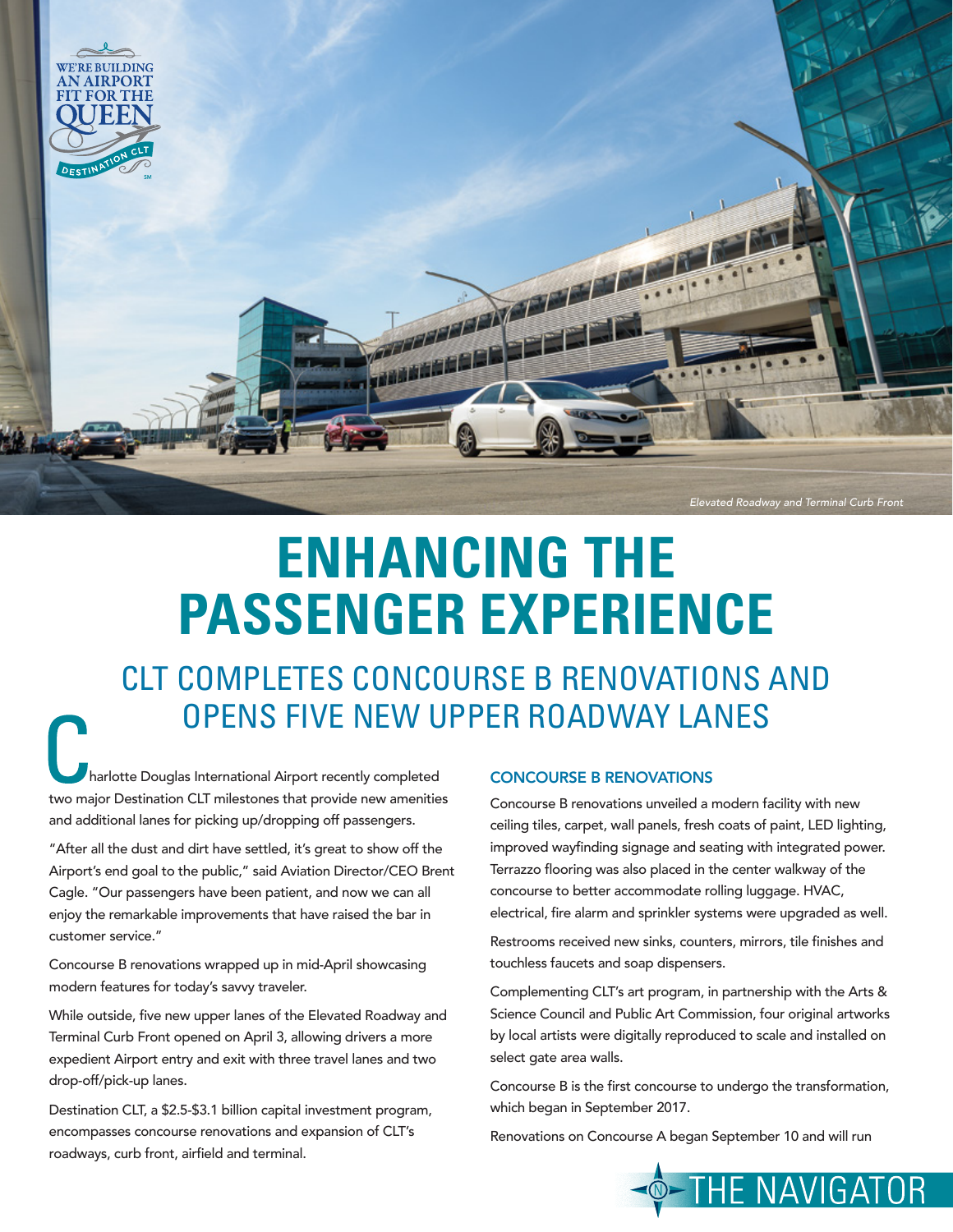WE'RE BUILDING AN AIRPORT FIT FOR THE QUEEN

DESTINATION CLT

*Elevated Roadway and Terminal Curb Front*

# ENHANCING THE PASSENGER EXPERIENCE

## CLT COMPLETES CONCOURSE B RENOVATIONS AND OPENS FIVE NEW UPPER ROADWAY LANES

Charlotte Douglas International Airport recently completed two major Destination CLT milestones that provide new amenities and additional lanes for picking up/dropping off passengers.

"After all the dust and dirt have settled, it's great to show off the Airport's end goal to the public," said Aviation Director/CEO Brent Cagle. "Our passengers have been patient, and now we can all enjoy the remarkable improvements that have raised the bar in customer service."

Concourse B renovations wrapped up in mid-April showcasing modern features for today's savvy traveler.

While outside, five new upper lanes of the Elevated Roadway and Terminal Curb Front opened on April 3, allowing drivers a more expedient Airport entry and exit with three travel lanes and two drop-off/pick-up lanes.

Destination CLT, a $2.5-$3.1 billion capital investment program, encompasses concourse renovations and expansion of CLT's roadways, curb front, airfield and terminal.

### CONCOURSE B RENOVATIONS

Concourse B renovations unveiled a modern facility with new ceiling tiles, carpet, wall panels, fresh coats of paint, LED lighting, improved wayfinding signage and seating with integrated power. Terrazzo flooring was also placed in the center walkway of the concourse to better accommodate rolling luggage. HVAC, electrical, fire alarm and sprinkler systems were upgraded as well.

Restrooms received new sinks, counters, mirrors, tile finishes and touchless faucets and soap dispensers.

Complementing CLT's art program, in partnership with the Arts & Science Council and Public Art Commission, four original artworks by local artists were digitally reproduced to scale and installed on select gate area walls.

Concourse B is the first concourse to undergo the transformation, which began in September 2017.

Renovations on Concourse A began September 10 and will run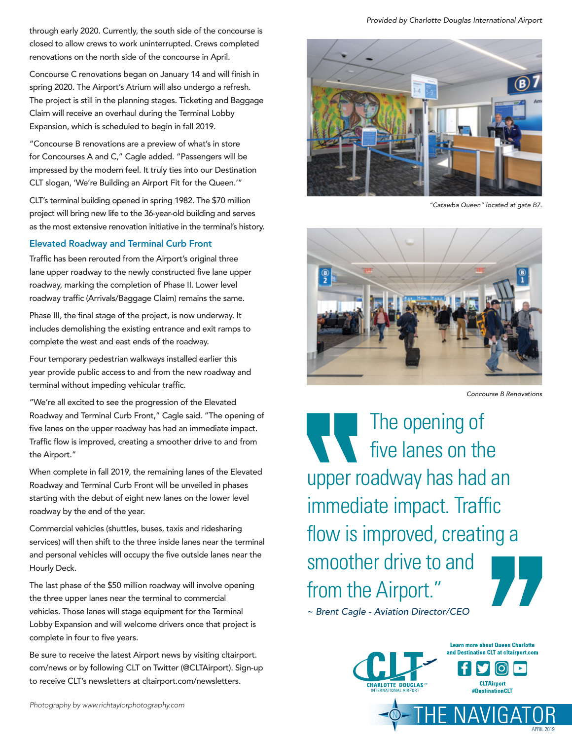through early 2020. Currently, the south side of the concourse is closed to allow crews to work uninterrupted. Crews completed renovations on the north side of the concourse in April.

Concourse C renovations began on January 14 and will finish in spring 2020. The Airport's Atrium will also undergo a refresh. The project is still in the planning stages. Ticketing and Baggage Claim will receive an overhaul during the Terminal Lobby Expansion, which is scheduled to begin in fall 2019.

"Concourse B renovations are a preview of what's in store for Concourses A and C," Cagle added. "Passengers will be impressed by the modern feel. It truly ties into our Destination CLT slogan, 'We're Building an Airport Fit for the Queen.'"

CLT's terminal building opened in spring 1982. The $70 million project will bring new life to the 36-year-old building and serves as the most extensive renovation initiative in the terminal's history.

### Elevated Roadway and Terminal Curb Front

Traffic has been rerouted from the Airport's original three lane upper roadway to the newly constructed five lane upper roadway, marking the completion of Phase II. Lower level roadway traffic (Arrivals/Baggage Claim) remains the same.

Phase III, the final stage of the project, is now underway. It includes demolishing the existing entrance and exit ramps to complete the west and east ends of the roadway.

Four temporary pedestrian walkways installed earlier this year provide public access to and from the new roadway and terminal without impeding vehicular traffic.

"We're all excited to see the progression of the Elevated Roadway and Terminal Curb Front," Cagle said. "The opening of five lanes on the upper roadway has had an immediate impact. Traffic flow is improved, creating a smoother drive to and from the Airport."

When complete in fall 2019, the remaining lanes of the Elevated Roadway and Terminal Curb Front will be unveiled in phases starting with the debut of eight new lanes on the lower level roadway by the end of the year.

Commercial vehicles (shuttles, buses, taxis and ridesharing services) will then shift to the three inside lanes near the terminal and personal vehicles will occupy the five outside lanes near the Hourly Deck.

The last phase of the $50 million roadway will involve opening the three upper lanes near the terminal to commercial vehicles. Those lanes will stage equipment for the Terminal Lobby Expansion and will welcome drivers once that project is complete in four to five years.

Be sure to receive the latest Airport news by visiting cltairport.com/news or by following CLT on Twitter (@CLTAirport). Sign-up to receive CLT's newsletters at cltairport.com/newsletters.

*Photography by www.richtaylorphotography.com*

*Provided by Charlotte Douglas International Airport*

*"Catawba Queen" located at gate B7.*

*Concourse B Renovations*

> "The opening of five lanes on the upper roadway has had an immediate impact. Traffic flow is improved, creating a smoother drive to and from the Airport."
>
> *~ Brent Cagle - Aviation Director/CEO*

Learn more about Queen Charlotte and Destination CLT at cltairport.com

CLTAirport
#DestinationCLT

CLT CHARLOTTE DOUGLAS INTERNATIONAL AIRPORT

THE NAVIGATOR
APRIL 2019